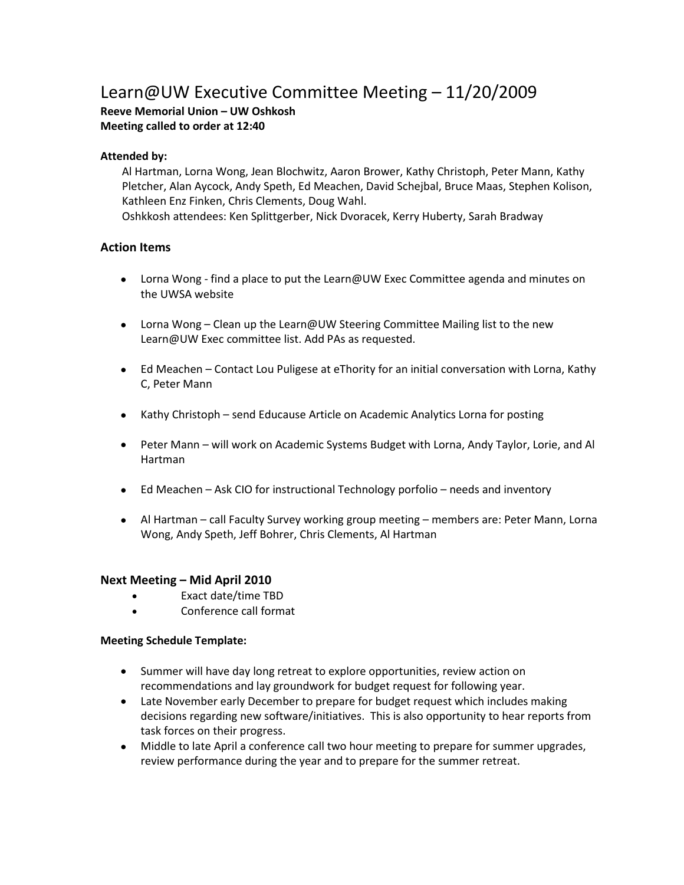# Learn@UW Executive Committee Meeting – 11/20/2009

**Reeve Memorial Union – UW Oshkosh**
**Meeting called to order at 12:40**

**Attended by:**

Al Hartman, Lorna Wong, Jean Blochwitz, Aaron Brower, Kathy Christoph, Peter Mann, Kathy Pletcher, Alan Aycock, Andy Speth, Ed Meachen, David Schejbal, Bruce Maas, Stephen Kolison, Kathleen Enz Finken, Chris Clements, Doug Wahl.
Oshkkosh attendees: Ken Splittgerber, Nick Dvoracek, Kerry Huberty, Sarah Bradway

## Action Items

- Lorna Wong - find a place to put the Learn@UW Exec Committee agenda and minutes on the UWSA website
- Lorna Wong – Clean up the Learn@UW Steering Committee Mailing list to the new Learn@UW Exec committee list. Add PAs as requested.
- Ed Meachen – Contact Lou Puligese at eThority for an initial conversation with Lorna, Kathy C, Peter Mann
- Kathy Christoph – send Educause Article on Academic Analytics Lorna for posting
- Peter Mann – will work on Academic Systems Budget with Lorna, Andy Taylor, Lorie, and Al Hartman
- Ed Meachen – Ask CIO for instructional Technology porfolio – needs and inventory
- Al Hartman – call Faculty Survey working group meeting – members are: Peter Mann, Lorna Wong, Andy Speth, Jeff Bohrer, Chris Clements, Al Hartman

## Next Meeting – Mid April 2010

- Exact date/time TBD
- Conference call format

**Meeting Schedule Template:**

- Summer will have day long retreat to explore opportunities, review action on recommendations and lay groundwork for budget request for following year.
- Late November early December to prepare for budget request which includes making decisions regarding new software/initiatives. This is also opportunity to hear reports from task forces on their progress.
- Middle to late April a conference call two hour meeting to prepare for summer upgrades, review performance during the year and to prepare for the summer retreat.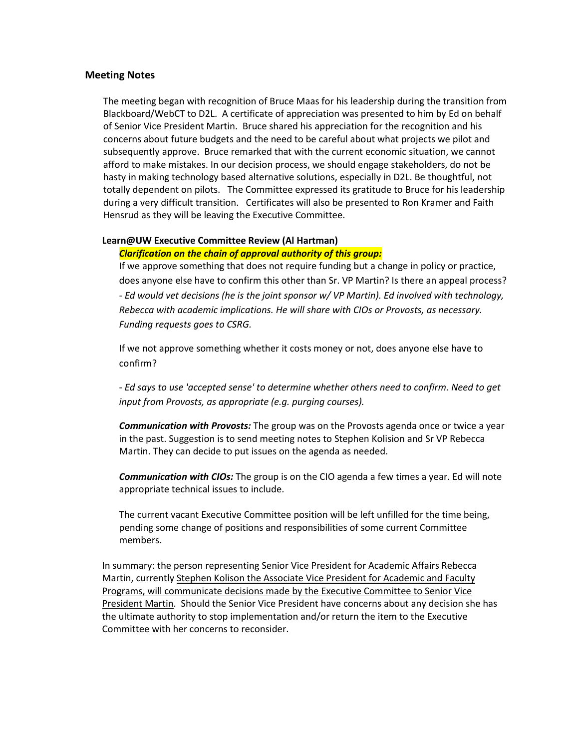## Meeting Notes

The meeting began with recognition of Bruce Maas for his leadership during the transition from Blackboard/WebCT to D2L. A certificate of appreciation was presented to him by Ed on behalf of Senior Vice President Martin. Bruce shared his appreciation for the recognition and his concerns about future budgets and the need to be careful about what projects we pilot and subsequently approve. Bruce remarked that with the current economic situation, we cannot afford to make mistakes. In our decision process, we should engage stakeholders, do not be hasty in making technology based alternative solutions, especially in D2L. Be thoughtful, not totally dependent on pilots. The Committee expressed its gratitude to Bruce for his leadership during a very difficult transition. Certificates will also be presented to Ron Kramer and Faith Hensrud as they will be leaving the Executive Committee.

**Learn@UW Executive Committee Review (Al Hartman)**

***Clarification on the chain of approval authority of this group:***

If we approve something that does not require funding but a change in policy or practice, does anyone else have to confirm this other than Sr. VP Martin? Is there an appeal process?

*- Ed would vet decisions (he is the joint sponsor w/ VP Martin). Ed involved with technology, Rebecca with academic implications. He will share with CIOs or Provosts, as necessary. Funding requests goes to CSRG.*

If we not approve something whether it costs money or not, does anyone else have to confirm?

*- Ed says to use 'accepted sense' to determine whether others need to confirm. Need to get input from Provosts, as appropriate (e.g. purging courses).*

***Communication with Provosts:*** The group was on the Provosts agenda once or twice a year in the past. Suggestion is to send meeting notes to Stephen Kolision and Sr VP Rebecca Martin. They can decide to put issues on the agenda as needed.

***Communication with CIOs:*** The group is on the CIO agenda a few times a year. Ed will note appropriate technical issues to include.

The current vacant Executive Committee position will be left unfilled for the time being, pending some change of positions and responsibilities of some current Committee members.

In summary: the person representing Senior Vice President for Academic Affairs Rebecca Martin, currently Stephen Kolison the Associate Vice President for Academic and Faculty Programs, will communicate decisions made by the Executive Committee to Senior Vice President Martin. Should the Senior Vice President have concerns about any decision she has the ultimate authority to stop implementation and/or return the item to the Executive Committee with her concerns to reconsider.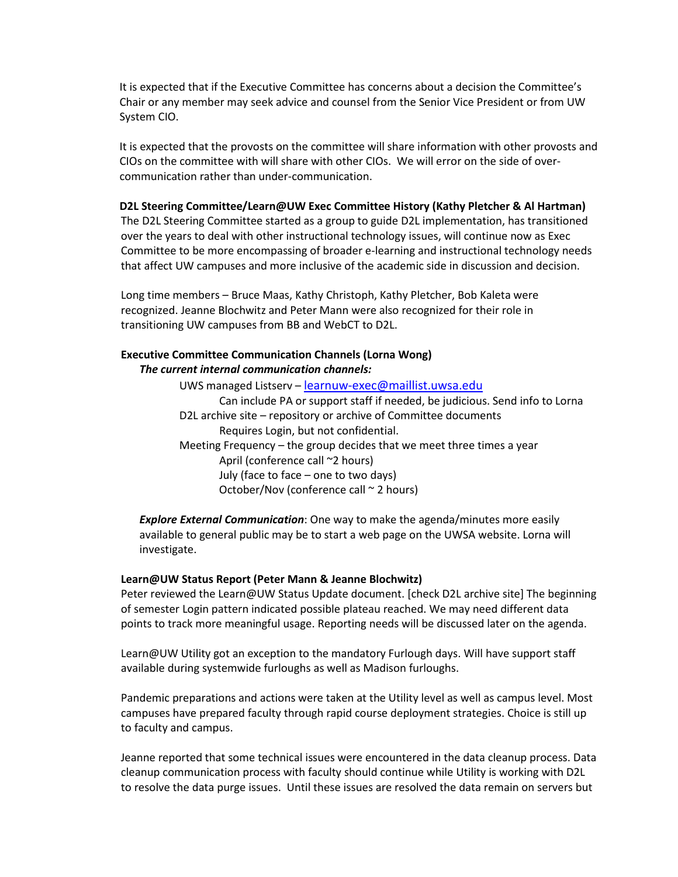It is expected that if the Executive Committee has concerns about a decision the Committee's Chair or any member may seek advice and counsel from the Senior Vice President or from UW System CIO.

It is expected that the provosts on the committee will share information with other provosts and CIOs on the committee with will share with other CIOs. We will error on the side of over-communication rather than under-communication.

**D2L Steering Committee/Learn@UW Exec Committee History (Kathy Pletcher & Al Hartman)**

The D2L Steering Committee started as a group to guide D2L implementation, has transitioned over the years to deal with other instructional technology issues, will continue now as Exec Committee to be more encompassing of broader e-learning and instructional technology needs that affect UW campuses and more inclusive of the academic side in discussion and decision.

Long time members – Bruce Maas, Kathy Christoph, Kathy Pletcher, Bob Kaleta were recognized. Jeanne Blochwitz and Peter Mann were also recognized for their role in transitioning UW campuses from BB and WebCT to D2L.

**Executive Committee Communication Channels (Lorna Wong)**

***The current internal communication channels:***

- UWS managed Listserv – learnuw-exec@maillist.uwsa.edu
  - Can include PA or support staff if needed, be judicious. Send info to Lorna
- D2L archive site – repository or archive of Committee documents
  - Requires Login, but not confidential.
- Meeting Frequency – the group decides that we meet three times a year
  - April (conference call ~2 hours)
  - July (face to face – one to two days)
  - October/Nov (conference call ~ 2 hours)

***Explore External Communication***: One way to make the agenda/minutes more easily available to general public may be to start a web page on the UWSA website. Lorna will investigate.

**Learn@UW Status Report (Peter Mann & Jeanne Blochwitz)**

Peter reviewed the Learn@UW Status Update document. [check D2L archive site] The beginning of semester Login pattern indicated possible plateau reached. We may need different data points to track more meaningful usage. Reporting needs will be discussed later on the agenda.

Learn@UW Utility got an exception to the mandatory Furlough days. Will have support staff available during systemwide furloughs as well as Madison furloughs.

Pandemic preparations and actions were taken at the Utility level as well as campus level. Most campuses have prepared faculty through rapid course deployment strategies. Choice is still up to faculty and campus.

Jeanne reported that some technical issues were encountered in the data cleanup process. Data cleanup communication process with faculty should continue while Utility is working with D2L to resolve the data purge issues. Until these issues are resolved the data remain on servers but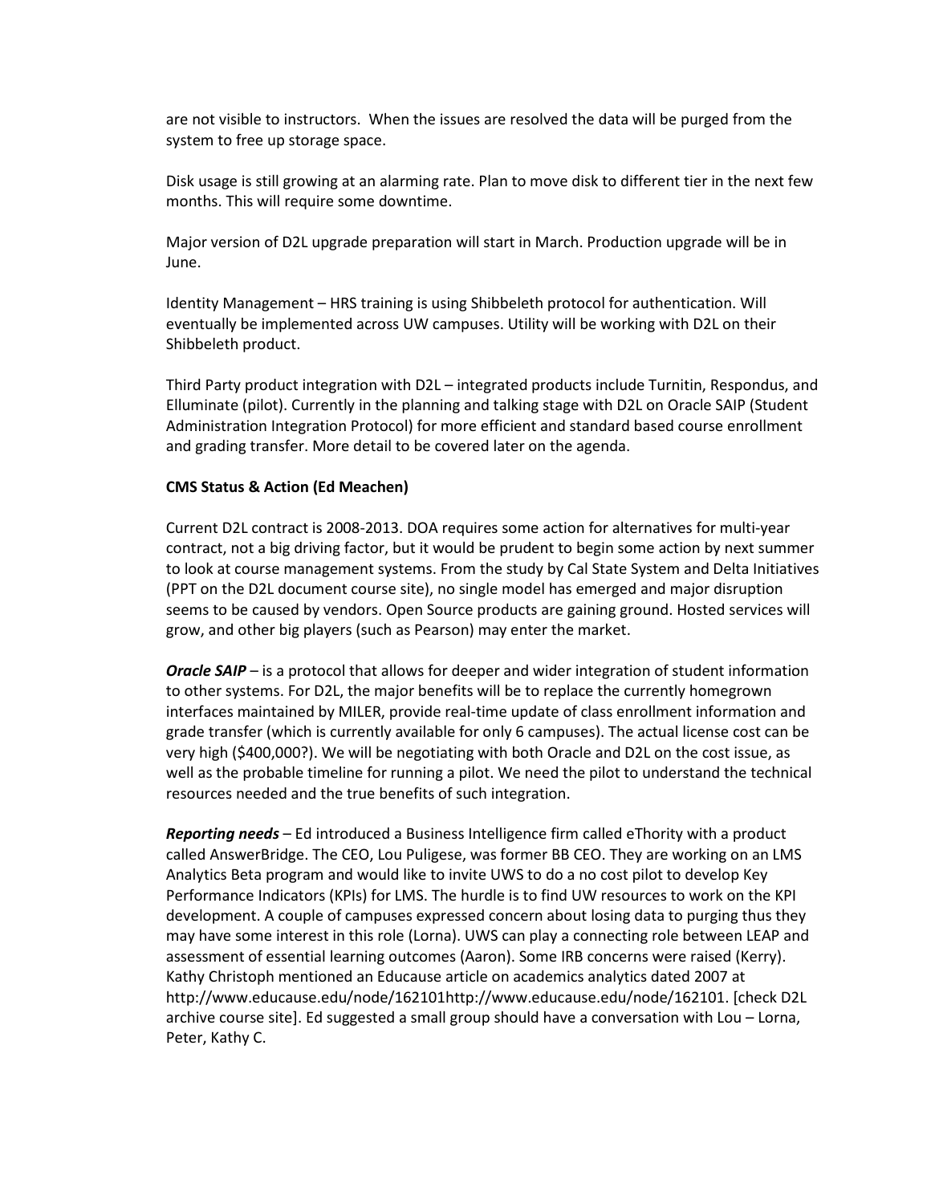are not visible to instructors. When the issues are resolved the data will be purged from the system to free up storage space.

Disk usage is still growing at an alarming rate. Plan to move disk to different tier in the next few months. This will require some downtime.

Major version of D2L upgrade preparation will start in March. Production upgrade will be in June.

Identity Management – HRS training is using Shibbeleth protocol for authentication. Will eventually be implemented across UW campuses. Utility will be working with D2L on their Shibbeleth product.

Third Party product integration with D2L – integrated products include Turnitin, Respondus, and Elluminate (pilot). Currently in the planning and talking stage with D2L on Oracle SAIP (Student Administration Integration Protocol) for more efficient and standard based course enrollment and grading transfer. More detail to be covered later on the agenda.

**CMS Status & Action (Ed Meachen)**

Current D2L contract is 2008-2013. DOA requires some action for alternatives for multi-year contract, not a big driving factor, but it would be prudent to begin some action by next summer to look at course management systems. From the study by Cal State System and Delta Initiatives (PPT on the D2L document course site), no single model has emerged and major disruption seems to be caused by vendors. Open Source products are gaining ground. Hosted services will grow, and other big players (such as Pearson) may enter the market.

***Oracle SAIP*** – is a protocol that allows for deeper and wider integration of student information to other systems. For D2L, the major benefits will be to replace the currently homegrown interfaces maintained by MILER, provide real-time update of class enrollment information and grade transfer (which is currently available for only 6 campuses). The actual license cost can be very high ($400,000?). We will be negotiating with both Oracle and D2L on the cost issue, as well as the probable timeline for running a pilot. We need the pilot to understand the technical resources needed and the true benefits of such integration.

***Reporting needs*** – Ed introduced a Business Intelligence firm called eThority with a product called AnswerBridge. The CEO, Lou Puligese, was former BB CEO. They are working on an LMS Analytics Beta program and would like to invite UWS to do a no cost pilot to develop Key Performance Indicators (KPIs) for LMS. The hurdle is to find UW resources to work on the KPI development. A couple of campuses expressed concern about losing data to purging thus they may have some interest in this role (Lorna). UWS can play a connecting role between LEAP and assessment of essential learning outcomes (Aaron). Some IRB concerns were raised (Kerry). Kathy Christoph mentioned an Educause article on academics analytics dated 2007 at http://www.educause.edu/node/162101http://www.educause.edu/node/162101. [check D2L archive course site]. Ed suggested a small group should have a conversation with Lou – Lorna, Peter, Kathy C.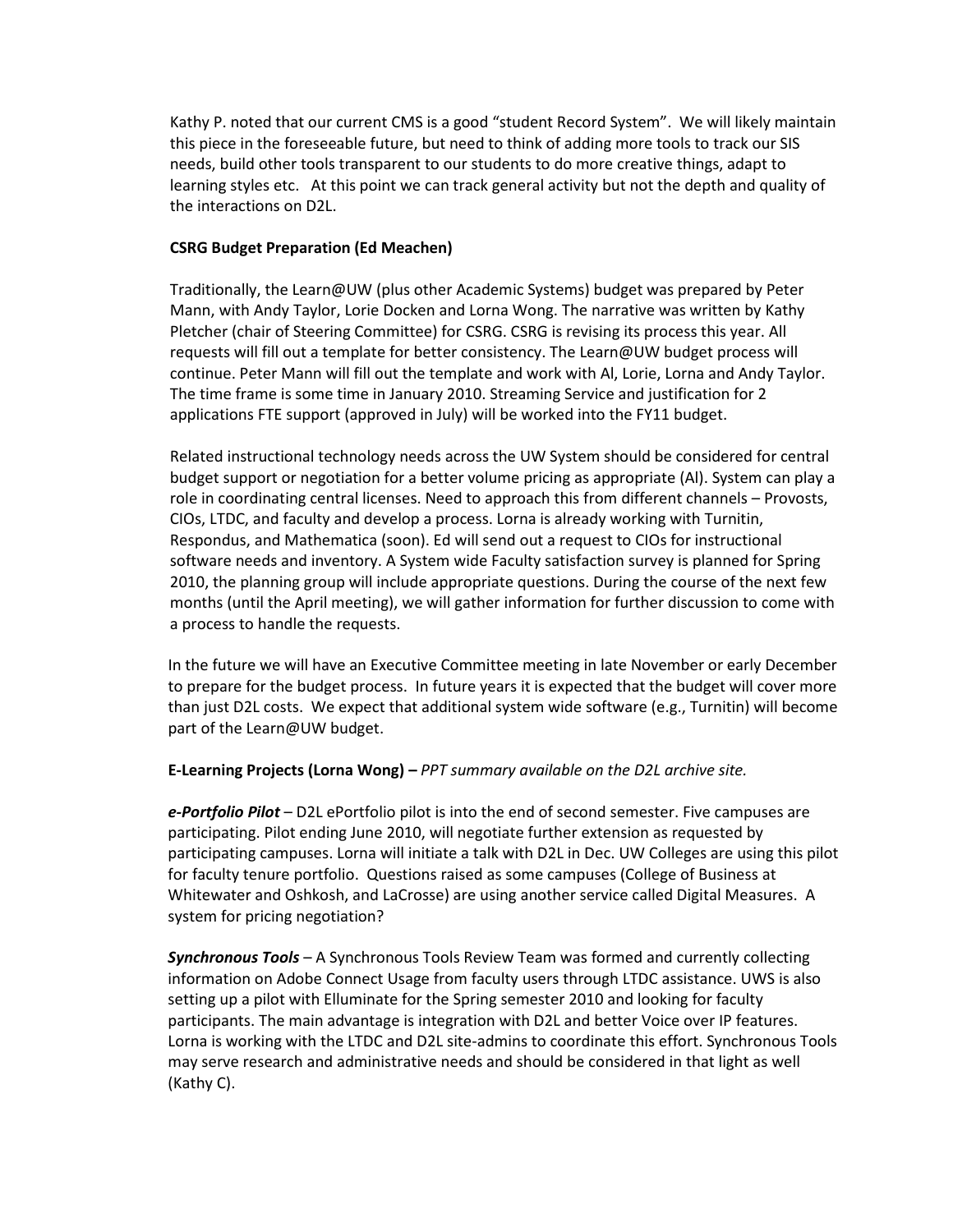Kathy P. noted that our current CMS is a good “student Record System”. We will likely maintain this piece in the foreseeable future, but need to think of adding more tools to track our SIS needs, build other tools transparent to our students to do more creative things, adapt to learning styles etc. At this point we can track general activity but not the depth and quality of the interactions on D2L.

**CSRG Budget Preparation (Ed Meachen)**

Traditionally, the Learn@UW (plus other Academic Systems) budget was prepared by Peter Mann, with Andy Taylor, Lorie Docken and Lorna Wong. The narrative was written by Kathy Pletcher (chair of Steering Committee) for CSRG. CSRG is revising its process this year. All requests will fill out a template for better consistency. The Learn@UW budget process will continue. Peter Mann will fill out the template and work with Al, Lorie, Lorna and Andy Taylor. The time frame is some time in January 2010. Streaming Service and justification for 2 applications FTE support (approved in July) will be worked into the FY11 budget.

Related instructional technology needs across the UW System should be considered for central budget support or negotiation for a better volume pricing as appropriate (Al). System can play a role in coordinating central licenses. Need to approach this from different channels – Provosts, CIOs, LTDC, and faculty and develop a process. Lorna is already working with Turnitin, Respondus, and Mathematica (soon). Ed will send out a request to CIOs for instructional software needs and inventory. A System wide Faculty satisfaction survey is planned for Spring 2010, the planning group will include appropriate questions. During the course of the next few months (until the April meeting), we will gather information for further discussion to come with a process to handle the requests.

In the future we will have an Executive Committee meeting in late November or early December to prepare for the budget process. In future years it is expected that the budget will cover more than just D2L costs. We expect that additional system wide software (e.g., Turnitin) will become part of the Learn@UW budget.

**E-Learning Projects (Lorna Wong) –** *PPT summary available on the D2L archive site.*

***e-Portfolio Pilot*** – D2L ePortfolio pilot is into the end of second semester. Five campuses are participating. Pilot ending June 2010, will negotiate further extension as requested by participating campuses. Lorna will initiate a talk with D2L in Dec. UW Colleges are using this pilot for faculty tenure portfolio. Questions raised as some campuses (College of Business at Whitewater and Oshkosh, and LaCrosse) are using another service called Digital Measures. A system for pricing negotiation?

***Synchronous Tools*** – A Synchronous Tools Review Team was formed and currently collecting information on Adobe Connect Usage from faculty users through LTDC assistance. UWS is also setting up a pilot with Elluminate for the Spring semester 2010 and looking for faculty participants. The main advantage is integration with D2L and better Voice over IP features. Lorna is working with the LTDC and D2L site-admins to coordinate this effort. Synchronous Tools may serve research and administrative needs and should be considered in that light as well (Kathy C).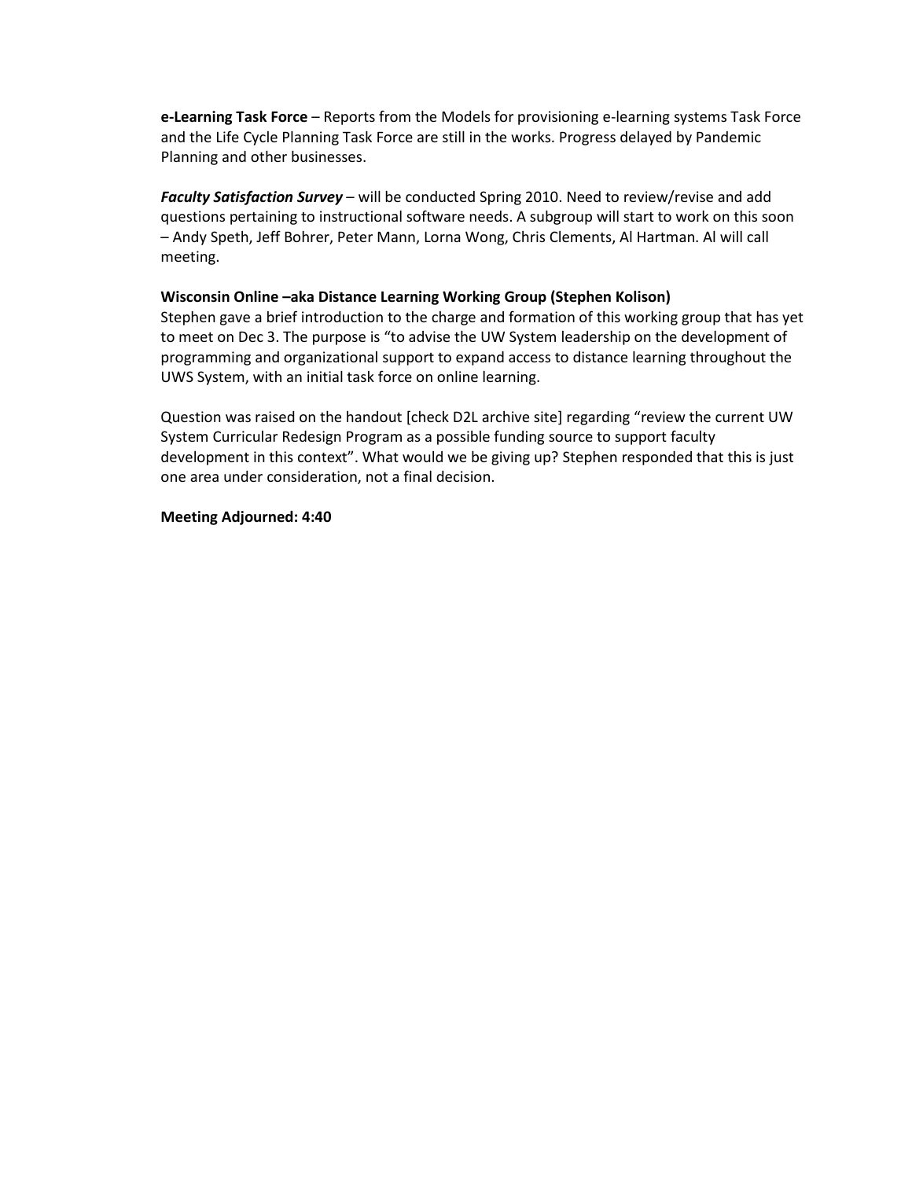**e-Learning Task Force** – Reports from the Models for provisioning e-learning systems Task Force and the Life Cycle Planning Task Force are still in the works. Progress delayed by Pandemic Planning and other businesses.

***Faculty Satisfaction Survey*** – will be conducted Spring 2010. Need to review/revise and add questions pertaining to instructional software needs. A subgroup will start to work on this soon – Andy Speth, Jeff Bohrer, Peter Mann, Lorna Wong, Chris Clements, Al Hartman. Al will call meeting.

**Wisconsin Online –aka Distance Learning Working Group (Stephen Kolison)**

Stephen gave a brief introduction to the charge and formation of this working group that has yet to meet on Dec 3. The purpose is "to advise the UW System leadership on the development of programming and organizational support to expand access to distance learning throughout the UWS System, with an initial task force on online learning.

Question was raised on the handout [check D2L archive site] regarding "review the current UW System Curricular Redesign Program as a possible funding source to support faculty development in this context". What would we be giving up? Stephen responded that this is just one area under consideration, not a final decision.

**Meeting Adjourned: 4:40**